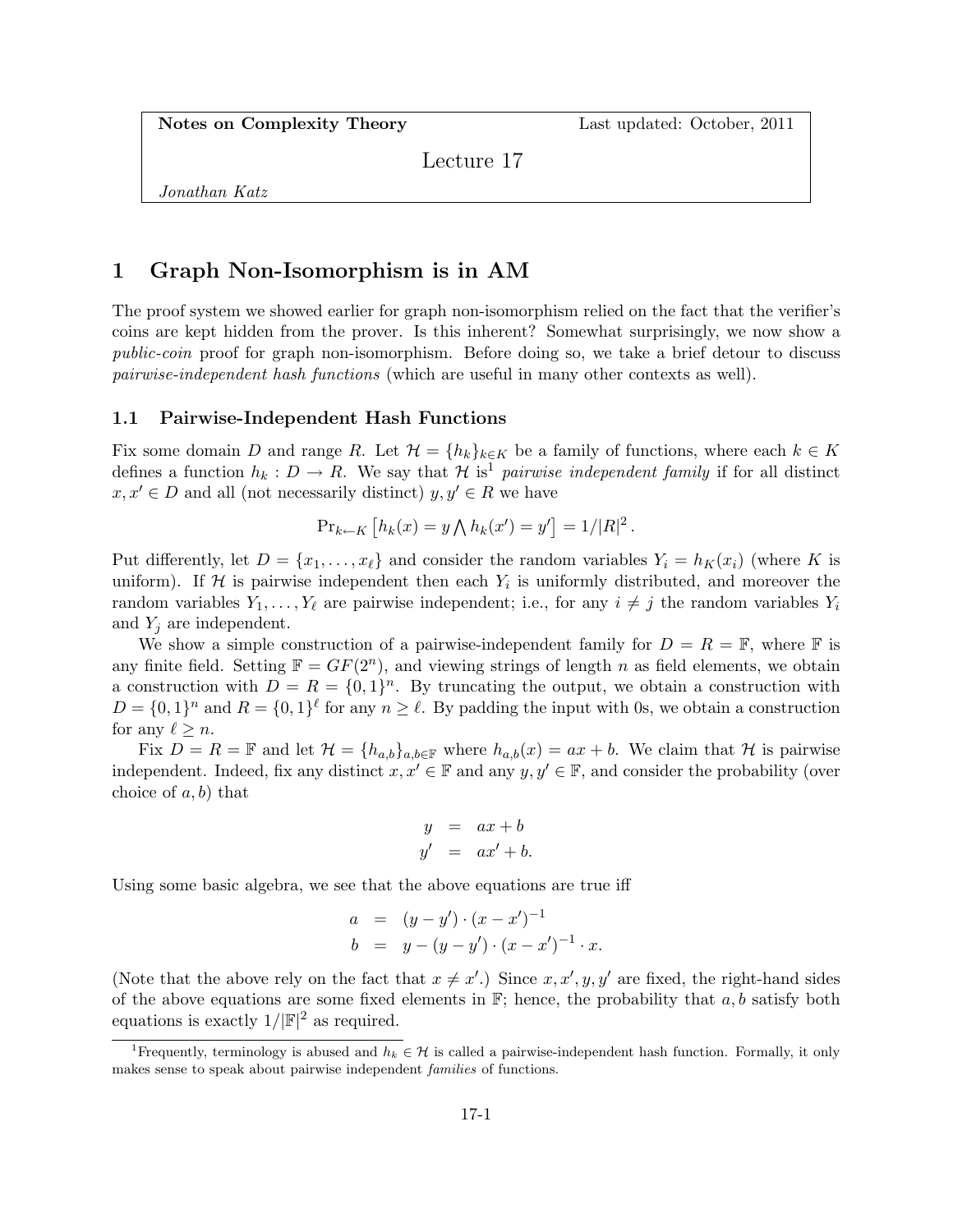**Notes on Complexity Theory** Last updated: October, 2011

Lecture 17

*Jonathan Katz*

# 1 Graph Non-Isomorphism is in AM

The proof system we showed earlier for graph non-isomorphism relied on the fact that the verifier's coins are kept hidden from the prover. Is this inherent? Somewhat surprisingly, we now show a *public-coin* proof for graph non-isomorphism. Before doing so, we take a brief detour to discuss *pairwise-independent hash functions* (which are useful in many other contexts as well).

## 1.1 Pairwise-Independent Hash Functions

Fix some domain $D$ and range $R$. Let $\mathcal{H} = \{h_k\}_{k \in K}$ be a family of functions, where each $k \in K$ defines a function $h_k : D \to R$. We say that $\mathcal{H}$ is[1] *pairwise independent family* if for all distinct $x, x' \in D$ and all (not necessarily distinct) $y, y' \in R$ we have

$$\Pr_{k \leftarrow K}\left[h_k(x) = y \bigwedge h_k(x') = y'\right] = 1/|R|^2.$$

Put differently, let $D = \{x_1, \ldots, x_\ell\}$ and consider the random variables $Y_i = h_K(x_i)$ (where $K$ is uniform). If $\mathcal{H}$ is pairwise independent then each $Y_i$ is uniformly distributed, and moreover the random variables $Y_1, \ldots, Y_\ell$ are pairwise independent; i.e., for any $i \neq j$ the random variables $Y_i$ and $Y_j$ are independent.

We show a simple construction of a pairwise-independent family for $D = R = \mathbb{F}$, where $\mathbb{F}$ is any finite field. Setting $\mathbb{F} = GF(2^n)$, and viewing strings of length $n$ as field elements, we obtain a construction with $D = R = \{0,1\}^n$. By truncating the output, we obtain a construction with $D = \{0,1\}^n$ and $R = \{0,1\}^\ell$ for any $n \geq \ell$. By padding the input with 0s, we obtain a construction for any $\ell \geq n$.

Fix $D = R = \mathbb{F}$ and let $\mathcal{H} = \{h_{a,b}\}_{a,b \in \mathbb{F}}$ where $h_{a,b}(x) = ax + b$. We claim that $\mathcal{H}$ is pairwise independent. Indeed, fix any distinct $x, x' \in \mathbb{F}$ and any $y, y' \in \mathbb{F}$, and consider the probability (over choice of $a, b$) that

$$\begin{aligned} y &= ax + b \\ y' &= ax' + b. \end{aligned}$$

Using some basic algebra, we see that the above equations are true iff

$$\begin{aligned} a &= (y - y') \cdot (x - x')^{-1} \\ b &= y - (y - y') \cdot (x - x')^{-1} \cdot x. \end{aligned}$$

(Note that the above rely on the fact that $x \neq x'$.) Since $x, x', y, y'$ are fixed, the right-hand sides of the above equations are some fixed elements in $\mathbb{F}$; hence, the probability that $a, b$ satisfy both equations is exactly $1/|\mathbb{F}|^2$ as required.

[1] Frequently, terminology is abused and $h_k \in \mathcal{H}$ is called a pairwise-independent hash function. Formally, it only makes sense to speak about pairwise independent *families* of functions.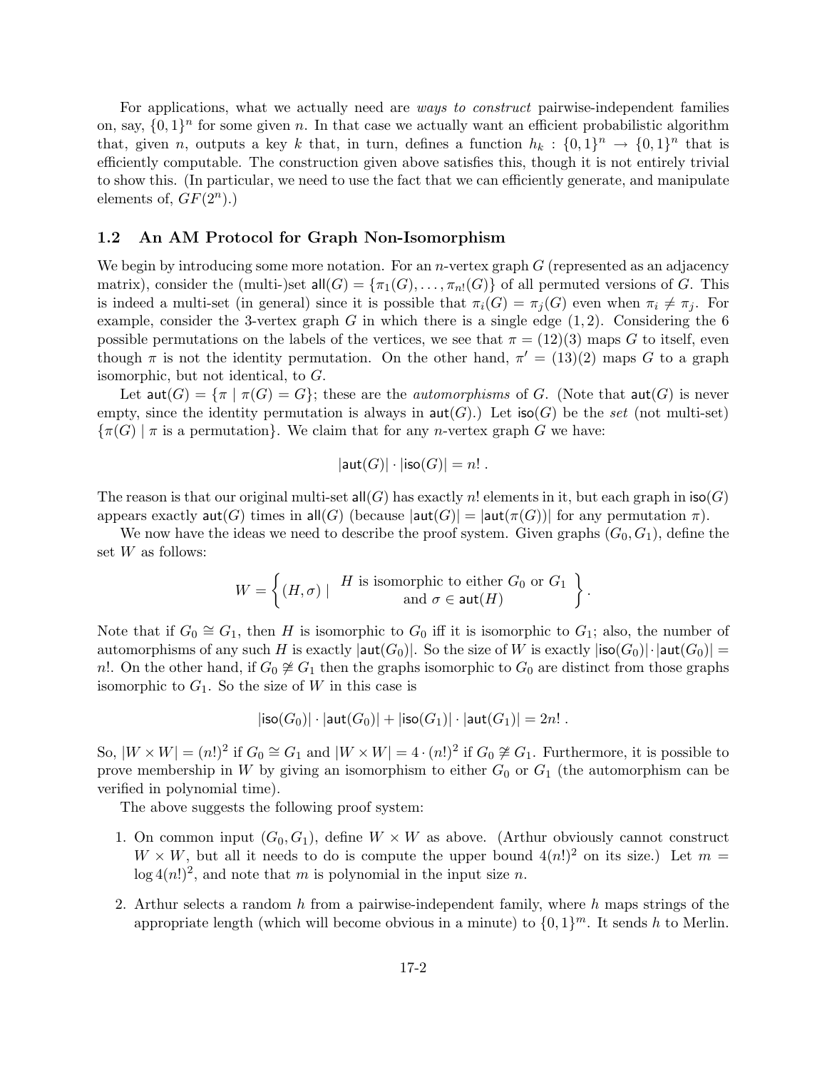For applications, what we actually need are *ways to construct* pairwise-independent families on, say, $\{0,1\}^n$ for some given $n$. In that case we actually want an efficient probabilistic algorithm that, given $n$, outputs a key $k$ that, in turn, defines a function $h_k : \{0,1\}^n \to \{0,1\}^n$ that is efficiently computable. The construction given above satisfies this, though it is not entirely trivial to show this. (In particular, we need to use the fact that we can efficiently generate, and manipulate elements of, $GF(2^n)$.)

## 1.2 An AM Protocol for Graph Non-Isomorphism

We begin by introducing some more notation. For an $n$-vertex graph $G$ (represented as an adjacency matrix), consider the (multi-)set $\mathsf{all}(G) = \{\pi_1(G), \ldots, \pi_{n!}(G)\}$ of all permuted versions of $G$. This is indeed a multi-set (in general) since it is possible that $\pi_i(G) = \pi_j(G)$ even when $\pi_i \neq \pi_j$. For example, consider the 3-vertex graph $G$ in which there is a single edge $(1,2)$. Considering the 6 possible permutations on the labels of the vertices, we see that $\pi = (12)(3)$ maps $G$ to itself, even though $\pi$ is not the identity permutation. On the other hand, $\pi' = (13)(2)$ maps $G$ to a graph isomorphic, but not identical, to $G$.

Let $\mathsf{aut}(G) = \{\pi \mid \pi(G) = G\}$; these are the *automorphisms* of $G$. (Note that $\mathsf{aut}(G)$ is never empty, since the identity permutation is always in $\mathsf{aut}(G)$.) Let $\mathsf{iso}(G)$ be the *set* (not multi-set) $\{\pi(G) \mid \pi \text{ is a permutation}\}$. We claim that for any $n$-vertex graph $G$ we have:

$$|\mathsf{aut}(G)| \cdot |\mathsf{iso}(G)| = n!\ .$$

The reason is that our original multi-set $\mathsf{all}(G)$ has exactly $n!$ elements in it, but each graph in $\mathsf{iso}(G)$ appears exactly $\mathsf{aut}(G)$ times in $\mathsf{all}(G)$ (because $|\mathsf{aut}(G)| = |\mathsf{aut}(\pi(G))|$ for any permutation $\pi$).

We now have the ideas we need to describe the proof system. Given graphs $(G_0, G_1)$, define the set $W$ as follows:

$$W = \left\{ (H, \sigma) \mid \begin{array}{c} H \text{ is isomorphic to either } G_0 \text{ or } G_1 \\ \text{and } \sigma \in \mathsf{aut}(H) \end{array} \right\}.$$

Note that if $G_0 \cong G_1$, then $H$ is isomorphic to $G_0$ iff it is isomorphic to $G_1$; also, the number of automorphisms of any such $H$ is exactly $|\mathsf{aut}(G_0)|$. So the size of $W$ is exactly $|\mathsf{iso}(G_0)| \cdot |\mathsf{aut}(G_0)| = n!$. On the other hand, if $G_0 \not\cong G_1$ then the graphs isomorphic to $G_0$ are distinct from those graphs isomorphic to $G_1$. So the size of $W$ in this case is

$$|\mathsf{iso}(G_0)| \cdot |\mathsf{aut}(G_0)| + |\mathsf{iso}(G_1)| \cdot |\mathsf{aut}(G_1)| = 2n!\ .$$

So, $|W \times W| = (n!)^2$ if $G_0 \cong G_1$ and $|W \times W| = 4 \cdot (n!)^2$ if $G_0 \not\cong G_1$. Furthermore, it is possible to prove membership in $W$ by giving an isomorphism to either $G_0$ or $G_1$ (the automorphism can be verified in polynomial time).

The above suggests the following proof system:

1. On common input $(G_0, G_1)$, define $W \times W$ as above. (Arthur obviously cannot construct $W \times W$, but all it needs to do is compute the upper bound $4(n!)^2$ on its size.) Let $m = \log 4(n!)^2$, and note that $m$ is polynomial in the input size $n$.
2. Arthur selects a random $h$ from a pairwise-independent family, where $h$ maps strings of the appropriate length (which will become obvious in a minute) to $\{0,1\}^m$. It sends $h$ to Merlin.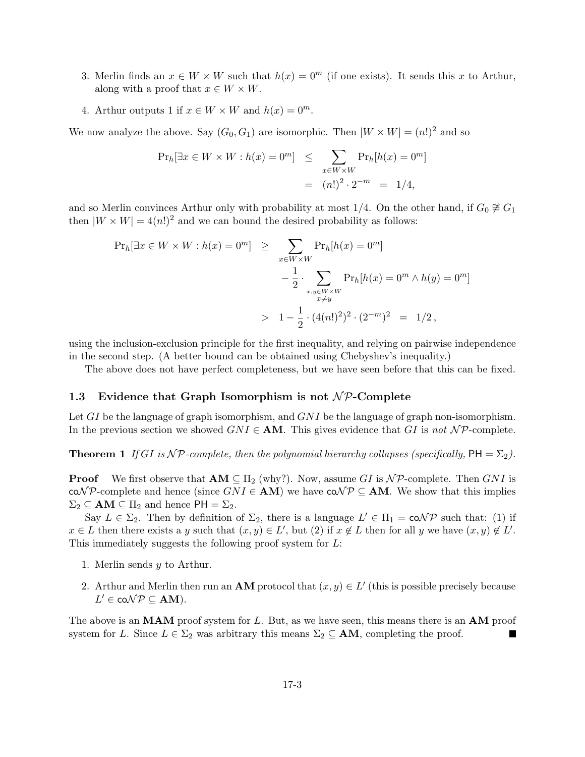3. Merlin finds an $x \in W \times W$ such that $h(x) = 0^m$ (if one exists). It sends this $x$ to Arthur, along with a proof that $x \in W \times W$.

4. Arthur outputs 1 if $x \in W \times W$ and $h(x) = 0^m$.

We now analyze the above. Say $(G_0, G_1)$ are isomorphic. Then $|W \times W| = (n!)^2$ and so

$$
\begin{aligned}
\Pr_h[\exists x \in W \times W : h(x) = 0^m] &\leq \sum_{x \in W \times W} \Pr_h[h(x) = 0^m] \\
&= (n!)^2 \cdot 2^{-m} = 1/4,
\end{aligned}
$$

and so Merlin convinces Arthur only with probability at most 1/4. On the other hand, if $G_0 \not\cong G_1$ then $|W \times W| = 4(n!)^2$ and we can bound the desired probability as follows:

$$
\begin{aligned}
\Pr_h[\exists x \in W \times W : h(x) = 0^m] &\geq \sum_{x \in W \times W} \Pr_h[h(x) = 0^m] \\
&\quad - \frac{1}{2} \cdot \sum_{\substack{x, y \in W \times W \\ x \neq y}} \Pr_h[h(x) = 0^m \wedge h(y) = 0^m] \\
&> 1 - \frac{1}{2} \cdot (4(n!)^2)^2 \cdot (2^{-m})^2 = 1/2,
\end{aligned}
$$

using the inclusion-exclusion principle for the first inequality, and relying on pairwise independence in the second step. (A better bound can be obtained using Chebyshev's inequality.)

The above does not have perfect completeness, but we have seen before that this can be fixed.

### 1.3 Evidence that Graph Isomorphism is not $\mathcal{NP}$-Complete

Let $GI$ be the language of graph isomorphism, and $GNI$ be the language of graph non-isomorphism. In the previous section we showed $GNI \in \mathbf{AM}$. This gives evidence that $GI$ is *not* $\mathcal{NP}$-complete.

**Theorem 1** *If $GI$ is $\mathcal{NP}$-complete, then the polynomial hierarchy collapses (specifically, $\mathsf{PH} = \Sigma_2$).*

**Proof** We first observe that $\mathbf{AM} \subseteq \Pi_2$ (why?). Now, assume $GI$ is $\mathcal{NP}$-complete. Then $GNI$ is $\mathsf{co}\mathcal{NP}$-complete and hence (since $GNI \in \mathbf{AM}$) we have $\mathsf{co}\mathcal{NP} \subseteq \mathbf{AM}$. We show that this implies $\Sigma_2 \subseteq \mathbf{AM} \subseteq \Pi_2$ and hence $\mathsf{PH} = \Sigma_2$.

Say $L \in \Sigma_2$. Then by definition of $\Sigma_2$, there is a language $L' \in \Pi_1 = \mathsf{co}\mathcal{NP}$ such that: (1) if $x \in L$ then there exists a $y$ such that $(x, y) \in L'$, but (2) if $x \notin L$ then for all $y$ we have $(x, y) \notin L'$. This immediately suggests the following proof system for $L$:

1. Merlin sends $y$ to Arthur.

2. Arthur and Merlin then run an $\mathbf{AM}$ protocol that $(x, y) \in L'$ (this is possible precisely because $L' \in \mathsf{co}\mathcal{NP} \subseteq \mathbf{AM}$).

The above is an $\mathbf{MAM}$ proof system for $L$. But, as we have seen, this means there is an $\mathbf{AM}$ proof system for $L$. Since $L \in \Sigma_2$ was arbitrary this means $\Sigma_2 \subseteq \mathbf{AM}$, completing the proof. ■